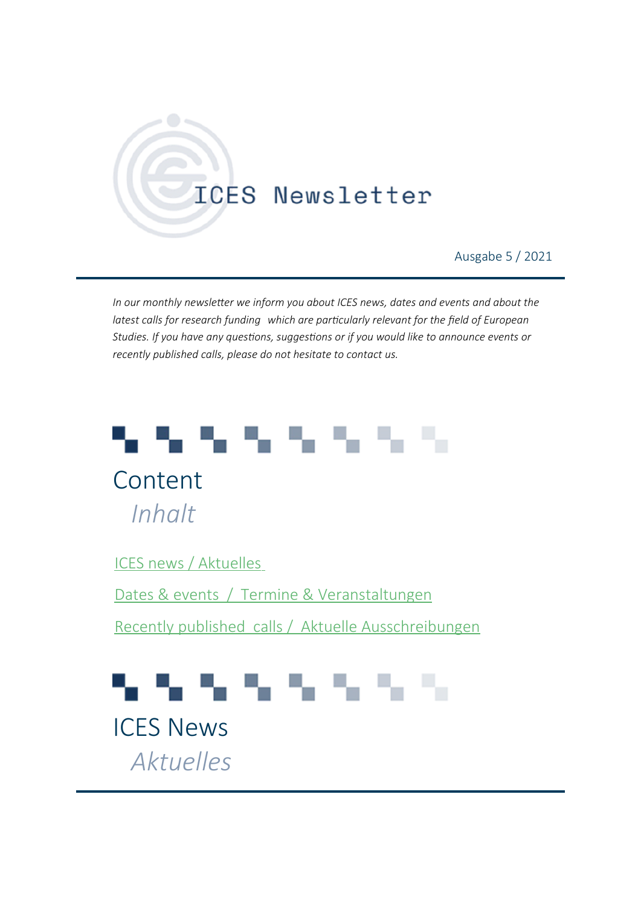# ICES Newsletter

Ausgabe 5 / 2021

*In our monthly newsletter we inform you about ICES news, dates and events and about the latest calls for research funding which are particularly relevant for the field of European Studies. If you have any questions, suggestions or if you would like to announce events or recently published calls, please do not hesitate to contact us.*

## Content

*Inhalt*

- ICES news / Aktuelles
- Dates & events / Termine & Veranstaltungen
- Recently published calls / Aktuelle Ausschreibungen

## ICES News

*Aktuelles*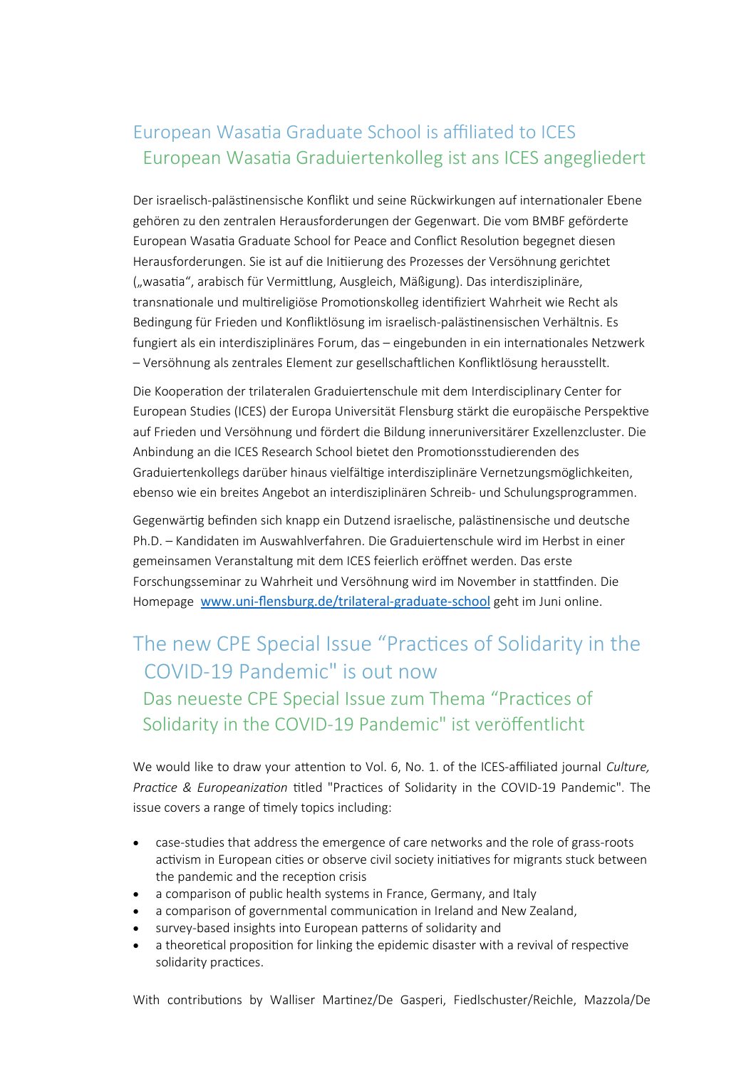## European Wasatia Graduate School is affiliated to ICES

## European Wasatia Graduiertenkolleg ist ans ICES angegliedert

Der israelisch-palästinensische Konflikt und seine Rückwirkungen auf internationaler Ebene gehören zu den zentralen Herausforderungen der Gegenwart. Die vom BMBF geförderte European Wasatia Graduate School for Peace and Conflict Resolution begegnet diesen Herausforderungen. Sie ist auf die Initiierung des Prozesses der Versöhnung gerichtet („wasatia", arabisch für Vermittlung, Ausgleich, Mäßigung). Das interdisziplinäre, transnationale und multireligiöse Promotionskolleg identifiziert Wahrheit wie Recht als Bedingung für Frieden und Konfliktlösung im israelisch-palästinensischen Verhältnis. Es fungiert als ein interdisziplinäres Forum, das – eingebunden in ein internationales Netzwerk – Versöhnung als zentrales Element zur gesellschaftlichen Konfliktlösung herausstellt.

Die Kooperation der trilateralen Graduiertenschule mit dem Interdisciplinary Center for European Studies (ICES) der Europa Universität Flensburg stärkt die europäische Perspektive auf Frieden und Versöhnung und fördert die Bildung inneruniversitärer Exzellenzcluster. Die Anbindung an die ICES Research School bietet den Promotionsstudierenden des Graduiertenkollegs darüber hinaus vielfältige interdisziplinäre Vernetzungsmöglichkeiten, ebenso wie ein breites Angebot an interdisziplinären Schreib- und Schulungsprogrammen.

Gegenwärtig befinden sich knapp ein Dutzend israelische, palästinensische und deutsche Ph.D. – Kandidaten im Auswahlverfahren. Die Graduiertenschule wird im Herbst in einer gemeinsamen Veranstaltung mit dem ICES feierlich eröffnet werden. Das erste Forschungsseminar zu Wahrheit und Versöhnung wird im November in stattfinden. Die Homepage [www.uni-flensburg.de/trilateral-graduate-school](www.uni-flensburg.de/trilateral-graduate-school) geht im Juni online.

## The new CPE Special Issue "Practices of Solidarity in the COVID-19 Pandemic" is out now

## Das neueste CPE Special Issue zum Thema "Practices of Solidarity in the COVID-19 Pandemic" ist veröffentlicht

We would like to draw your attention to Vol. 6, No. 1. of the ICES-affiliated journal *Culture, Practice & Europeanization* titled "Practices of Solidarity in the COVID-19 Pandemic". The issue covers a range of timely topics including:

- case-studies that address the emergence of care networks and the role of grass-roots activism in European cities or observe civil society initiatives for migrants stuck between the pandemic and the reception crisis
- a comparison of public health systems in France, Germany, and Italy
- a comparison of governmental communication in Ireland and New Zealand,
- survey-based insights into European patterns of solidarity and
- a theoretical proposition for linking the epidemic disaster with a revival of respective solidarity practices.

With contributions by Walliser Martinez/De Gasperi, Fiedlschuster/Reichle, Mazzola/De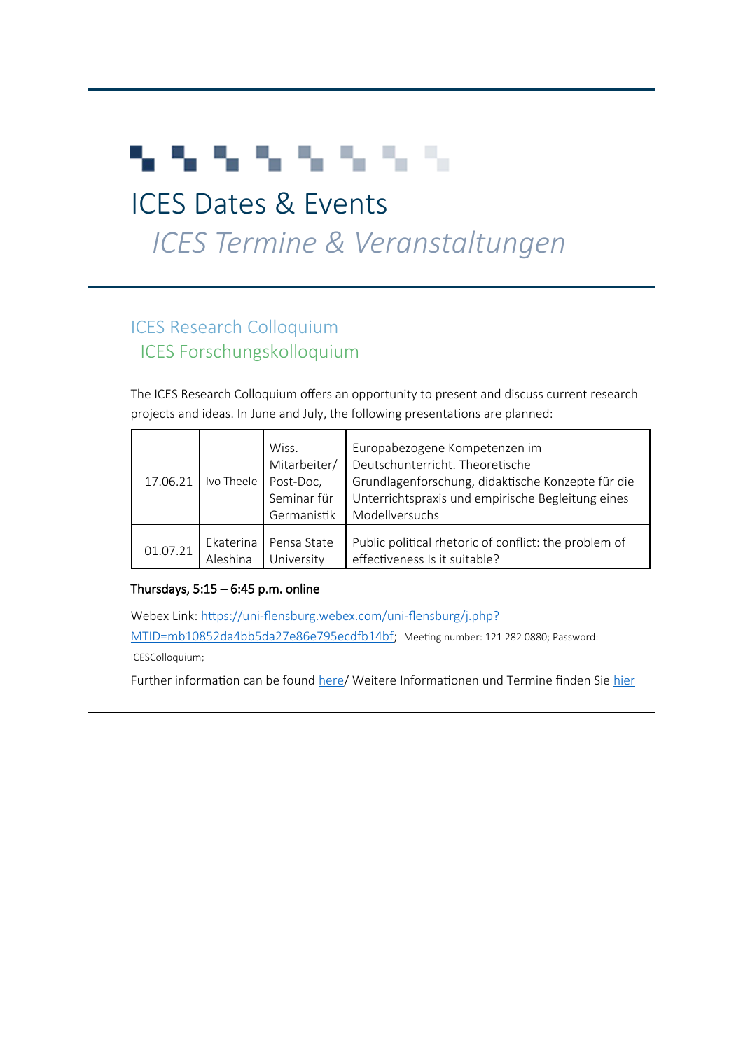# ICES Dates & Events

*ICES Termine & Veranstaltungen*

## ICES Research Colloquium

## ICES Forschungskolloquium

The ICES Research Colloquium offers an opportunity to present and discuss current research projects and ideas. In June and July, the following presentations are planned:

| | | | |
|---|---|---|---|
| 17.06.21 | Ivo Theele | Wiss. Mitarbeiter/ Post-Doc, Seminar für Germanistik | Europabezogene Kompetenzen im Deutschunterricht. Theoretische Grundlagenforschung, didaktische Konzepte für die Unterrichtspraxis und empirische Begleitung eines Modellversuchs |
| 01.07.21 | Ekaterina Aleshina | Pensa State University | Public political rhetoric of conflict: the problem of effectiveness Is it suitable? |

**Thursdays, 5:15 – 6:45 p.m. online**

Webex Link: https://uni-flensburg.webex.com/uni-flensburg/j.php?MTID=mb10852da4bb5da27e86e795ecdfb14bf; Meeting number: 121 282 0880; Password: ICESColloquium;

Further information can be found here/ Weitere Informationen und Termine finden Sie hier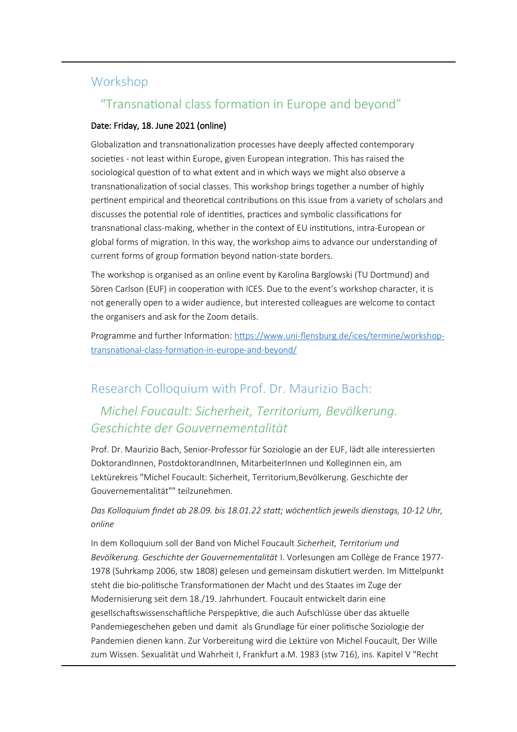## Workshop

### "Transnational class formation in Europe and beyond"

**Date: Friday, 18. June 2021 (online)**

Globalization and transnationalization processes have deeply affected contemporary societies - not least within Europe, given European integration. This has raised the sociological question of to what extent and in which ways we might also observe a transnationalization of social classes. This workshop brings together a number of highly pertinent empirical and theoretical contributions on this issue from a variety of scholars and discusses the potential role of identities, practices and symbolic classifications for transnational class-making, whether in the context of EU institutions, intra-European or global forms of migration. In this way, the workshop aims to advance our understanding of current forms of group formation beyond nation-state borders.

The workshop is organised as an online event by Karolina Barglowski (TU Dortmund) and Sören Carlson (EUF) in cooperation with ICES. Due to the event's workshop character, it is not generally open to a wider audience, but interested colleagues are welcome to contact the organisers and ask for the Zoom details.

Programme and further Information: [https://www.uni-flensburg.de/ices/termine/workshop-transnational-class-formation-in-europe-and-beyond/](https://www.uni-flensburg.de/ices/termine/workshop-transnational-class-formation-in-europe-and-beyond/)

## Research Colloquium with Prof. Dr. Maurizio Bach:

### *Michel Foucault: Sicherheit, Territorium, Bevölkerung. Geschichte der Gouvernementalität*

Prof. Dr. Maurizio Bach, Senior-Professor für Soziologie an der EUF, lädt alle interessierten DoktorandInnen, PostdoktorandInnen, MitarbeiterInnen und KollegInnen ein, am Lektürekreis "Michel Foucault: Sicherheit, Territorium,Bevölkerung. Geschichte der Gouvernementalität"" teilzunehmen.

*Das Kolloquium findet ab 28.09. bis 18.01.22 statt; wöchentlich jeweils dienstags, 10-12 Uhr, online*

In dem Kolloquium soll der Band von Michel Foucault *Sicherheit, Territorium und Bevölkerung. Geschichte der Gouvernementalität* I. Vorlesungen am Collège de France 1977-1978 (Suhrkamp 2006, stw 1808) gelesen und gemeinsam diskutiert werden. Im Mittelpunkt steht die bio-politische Transformationen der Macht und des Staates im Zuge der Modernisierung seit dem 18./19. Jahrhundert. Foucault entwickelt darin eine gesellschaftswissenschaftliche Perspepktive, die auch Aufschlüsse über das aktuelle Pandemiegeschehen geben und damit als Grundlage für einer politische Soziologie der Pandemien dienen kann. Zur Vorbereitung wird die Lektüre von Michel Foucault, Der Wille zum Wissen. Sexualität und Wahrheit I, Frankfurt a.M. 1983 (stw 716), ins. Kapitel V "Recht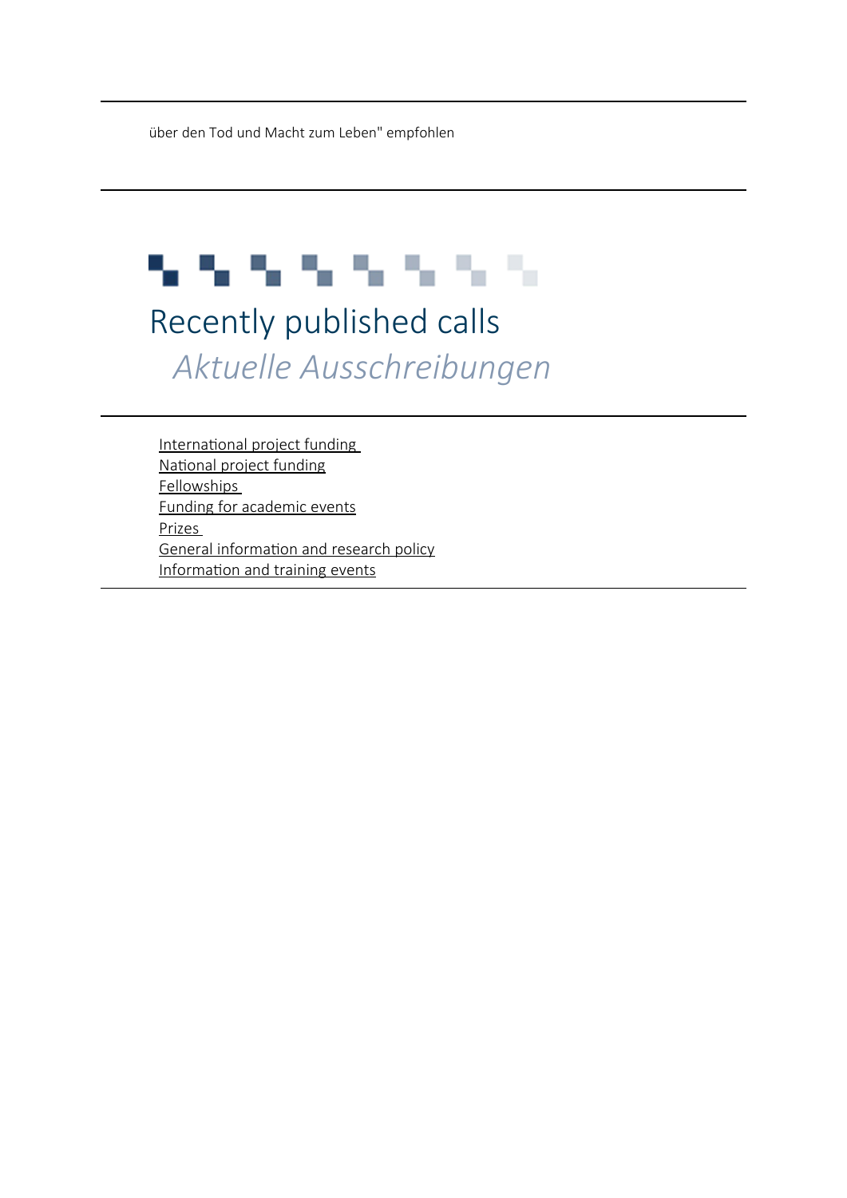über den Tod und Macht zum Leben" empfohlen

---

# Recently published calls

## *Aktuelle Ausschreibungen*

---

- International project funding
- National project funding
- Fellowships
- Funding for academic events
- Prizes
- General information and research policy
- Information and training events

---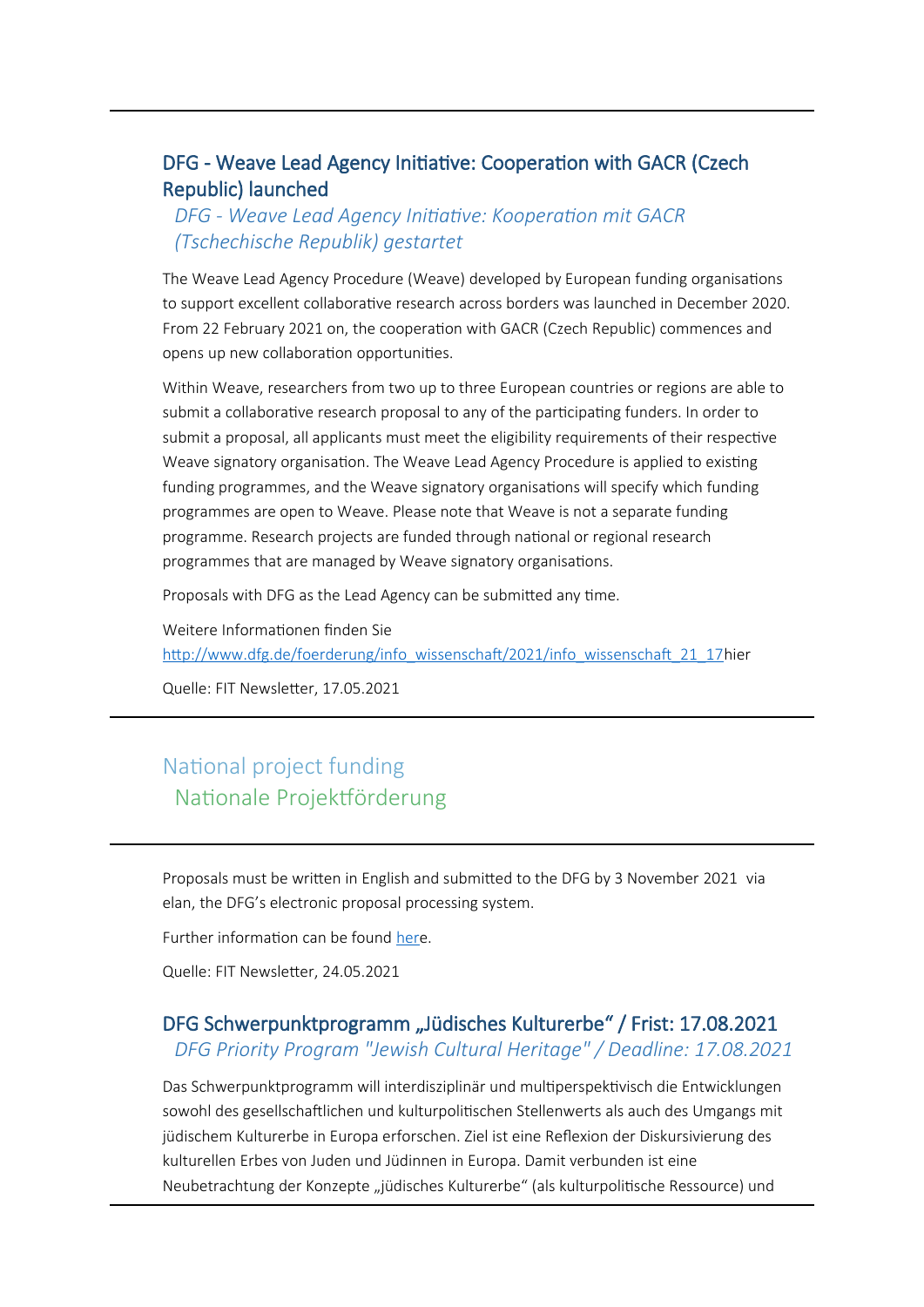## DFG - Weave Lead Agency Initiative: Cooperation with GACR (Czech Republic) launched

*DFG - Weave Lead Agency Initiative: Kooperation mit GACR (Tschechische Republik) gestartet*

The Weave Lead Agency Procedure (Weave) developed by European funding organisations to support excellent collaborative research across borders was launched in December 2020. From 22 February 2021 on, the cooperation with GACR (Czech Republic) commences and opens up new collaboration opportunities.

Within Weave, researchers from two up to three European countries or regions are able to submit a collaborative research proposal to any of the participating funders. In order to submit a proposal, all applicants must meet the eligibility requirements of their respective Weave signatory organisation. The Weave Lead Agency Procedure is applied to existing funding programmes, and the Weave signatory organisations will specify which funding programmes are open to Weave. Please note that Weave is not a separate funding programme. Research projects are funded through national or regional research programmes that are managed by Weave signatory organisations.

Proposals with DFG as the Lead Agency can be submitted any time.

Weitere Informationen finden Sie [http://www.dfg.de/foerderung/info_wissenschaft/2021/info_wissenschaft_21_17](http://www.dfg.de/foerderung/info_wissenschaft/2021/info_wissenschaft_21_17)hier

Quelle: FIT Newsletter, 17.05.2021

---

# National project funding

## Nationale Projektförderung

---

Proposals must be written in English and submitted to the DFG by 3 November 2021 via elan, the DFG's electronic proposal processing system.

Further information can be found [her]e.

Quelle: FIT Newsletter, 24.05.2021

## DFG Schwerpunktprogramm „Jüdisches Kulturerbe“ / Frist: 17.08.2021

*DFG Priority Program "Jewish Cultural Heritage" / Deadline: 17.08.2021*

Das Schwerpunktprogramm will interdisziplinär und multiperspektivisch die Entwicklungen sowohl des gesellschaftlichen und kulturpolitischen Stellenwerts als auch des Umgangs mit jüdischem Kulturerbe in Europa erforschen. Ziel ist eine Reflexion der Diskursivierung des kulturellen Erbes von Juden und Jüdinnen in Europa. Damit verbunden ist eine Neubetrachtung der Konzepte „jüdisches Kulturerbe“ (als kulturpolitische Ressource) und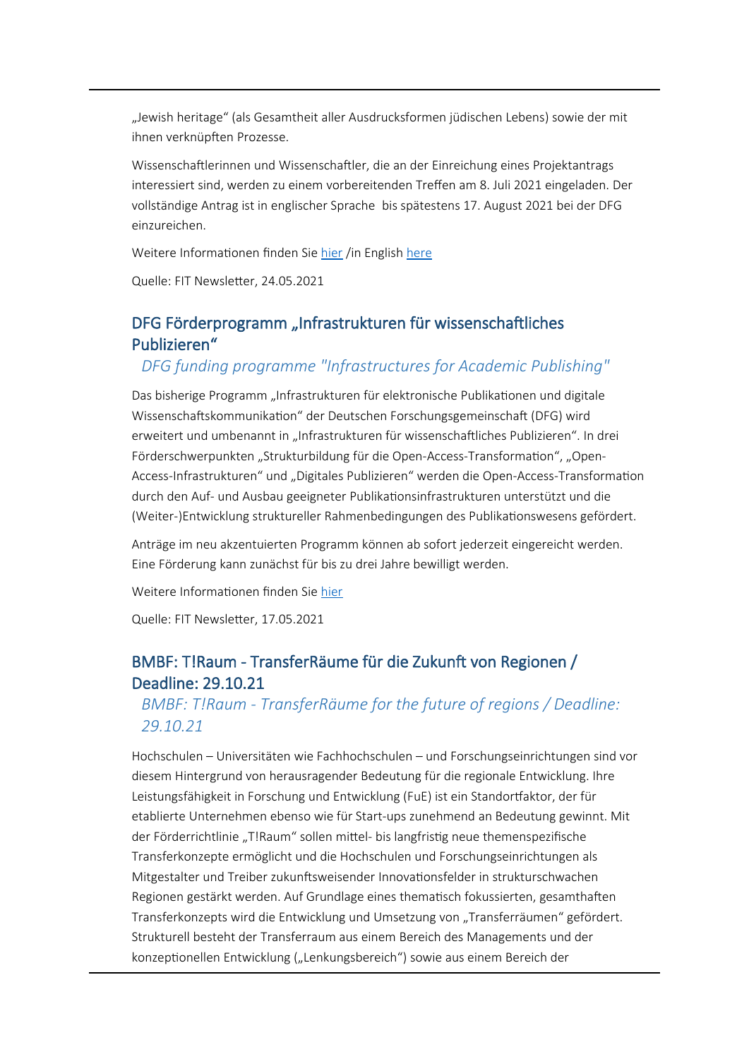„Jewish heritage" (als Gesamtheit aller Ausdrucksformen jüdischen Lebens) sowie der mit ihnen verknüpften Prozesse.

Wissenschaftlerinnen und Wissenschaftler, die an der Einreichung eines Projektantrags interessiert sind, werden zu einem vorbereitenden Treffen am 8. Juli 2021 eingeladen. Der vollständige Antrag ist in englischer Sprache bis spätestens 17. August 2021 bei der DFG einzureichen.

Weitere Informationen finden Sie hier /in English here

Quelle: FIT Newsletter, 24.05.2021

## DFG Förderprogramm „Infrastrukturen für wissenschaftliches Publizieren"

*DFG funding programme "Infrastructures for Academic Publishing"*

Das bisherige Programm „Infrastrukturen für elektronische Publikationen und digitale Wissenschaftskommunikation" der Deutschen Forschungsgemeinschaft (DFG) wird erweitert und umbenannt in „Infrastrukturen für wissenschaftliches Publizieren". In drei Förderschwerpunkten „Strukturbildung für die Open-Access-Transformation", „Open-Access-Infrastrukturen" und „Digitales Publizieren" werden die Open-Access-Transformation durch den Auf- und Ausbau geeigneter Publikationsinfrastrukturen unterstützt und die (Weiter-)Entwicklung struktureller Rahmenbedingungen des Publikationswesens gefördert.

Anträge im neu akzentuierten Programm können ab sofort jederzeit eingereicht werden. Eine Förderung kann zunächst für bis zu drei Jahre bewilligt werden.

Weitere Informationen finden Sie hier

Quelle: FIT Newsletter, 17.05.2021

## BMBF: T!Raum - TransferRäume für die Zukunft von Regionen / Deadline: 29.10.21

*BMBF: T!Raum - TransferRäume for the future of regions / Deadline: 29.10.21*

Hochschulen – Universitäten wie Fachhochschulen – und Forschungseinrichtungen sind vor diesem Hintergrund von herausragender Bedeutung für die regionale Entwicklung. Ihre Leistungsfähigkeit in Forschung und Entwicklung (FuE) ist ein Standortfaktor, der für etablierte Unternehmen ebenso wie für Start-ups zunehmend an Bedeutung gewinnt. Mit der Förderrichtlinie „T!Raum" sollen mittel- bis langfristig neue themenspezifische Transferkonzepte ermöglicht und die Hochschulen und Forschungseinrichtungen als Mitgestalter und Treiber zukunftsweisender Innovationsfelder in strukturschwachen Regionen gestärkt werden. Auf Grundlage eines thematisch fokussierten, gesamthaften Transferkonzepts wird die Entwicklung und Umsetzung von „Transferräumen" gefördert. Strukturell besteht der Transferraum aus einem Bereich des Managements und der konzeptionellen Entwicklung („Lenkungsbereich") sowie aus einem Bereich der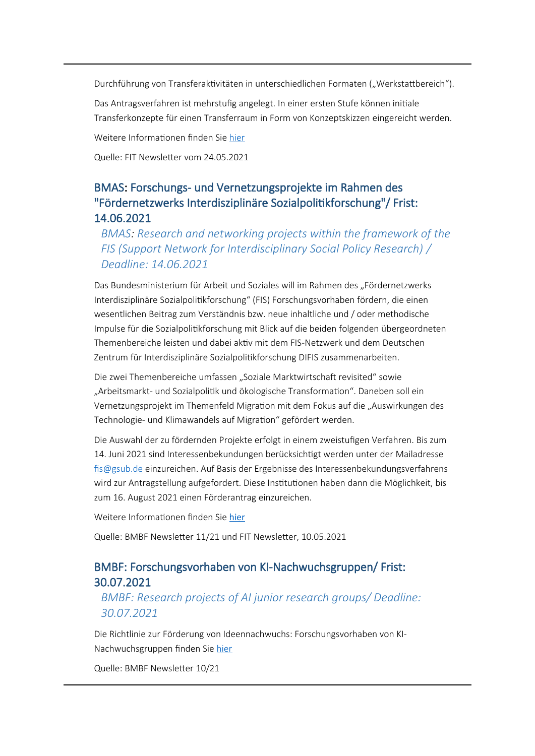Durchführung von Transferaktivitäten in unterschiedlichen Formaten („Werkstattbereich“).

Das Antragsverfahren ist mehrstufig angelegt. In einer ersten Stufe können initiale Transferkonzepte für einen Transferraum in Form von Konzeptskizzen eingereicht werden.

Weitere Informationen finden Sie [hier]

Quelle: FIT Newsletter vom 24.05.2021

## BMAS: Forschungs- und Vernetzungsprojekte im Rahmen des "Fördernetzwerks Interdisziplinäre Sozialpolitikforschung"/ Frist: 14.06.2021

### *BMAS: Research and networking projects within the framework of the FIS (Support Network for Interdisciplinary Social Policy Research) / Deadline: 14.06.2021*

Das Bundesministerium für Arbeit und Soziales will im Rahmen des „Fördernetzwerks Interdisziplinäre Sozialpolitikforschung“ (FIS) Forschungsvorhaben fördern, die einen wesentlichen Beitrag zum Verständnis bzw. neue inhaltliche und / oder methodische Impulse für die Sozialpolitikforschung mit Blick auf die beiden folgenden übergeordneten Themenbereiche leisten und dabei aktiv mit dem FIS-Netzwerk und dem Deutschen Zentrum für Interdisziplinäre Sozialpolitikforschung DIFIS zusammenarbeiten.

Die zwei Themenbereiche umfassen „Soziale Marktwirtschaft revisited“ sowie „Arbeitsmarkt- und Sozialpolitik und ökologische Transformation“. Daneben soll ein Vernetzungsprojekt im Themenfeld Migration mit dem Fokus auf die „Auswirkungen des Technologie- und Klimawandels auf Migration“ gefördert werden.

Die Auswahl der zu fördernden Projekte erfolgt in einem zweistufigen Verfahren. Bis zum 14. Juni 2021 sind Interessenbekundungen berücksichtigt werden unter der Mailadresse fis@gsub.de einzureichen. Auf Basis der Ergebnisse des Interessenbekundungsverfahrens wird zur Antragstellung aufgefordert. Diese Institutionen haben dann die Möglichkeit, bis zum 16. August 2021 einen Förderantrag einzureichen.

Weitere Informationen finden Sie [hier]

Quelle: BMBF Newsletter 11/21 und FIT Newsletter, 10.05.2021

## BMBF: Forschungsvorhaben von KI-Nachwuchsgruppen/ Frist: 30.07.2021

### *BMBF: Research projects of AI junior research groups/ Deadline: 30.07.2021*

Die Richtlinie zur Förderung von Ideennachwuchs: Forschungsvorhaben von KI-Nachwuchsgruppen finden Sie [hier]

Quelle: BMBF Newsletter 10/21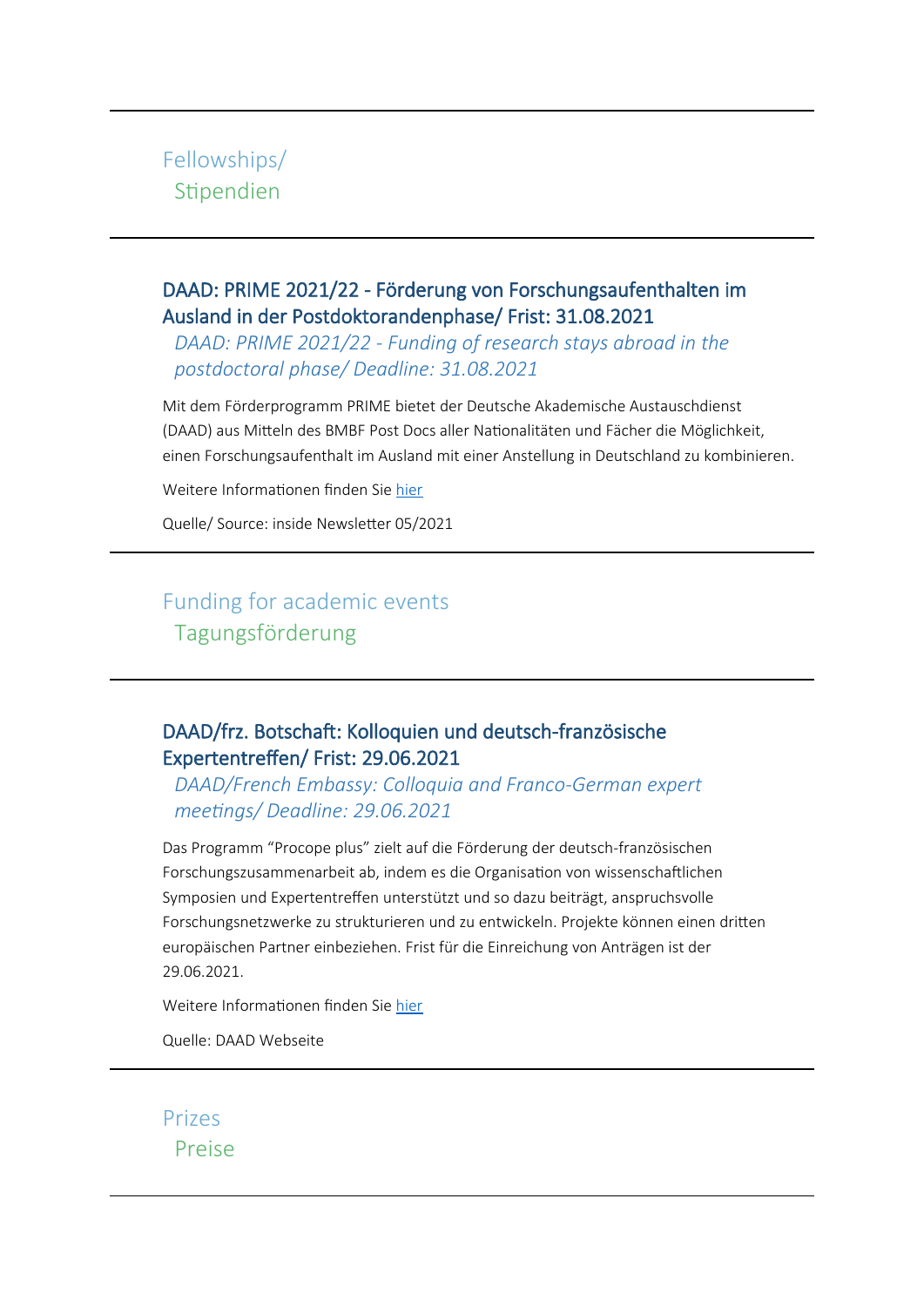## Fellowships/
## Stipendien

### DAAD: PRIME 2021/22 - Förderung von Forschungsaufenthalten im Ausland in der Postdoktorandenphase/ Frist: 31.08.2021

*DAAD: PRIME 2021/22 - Funding of research stays abroad in the postdoctoral phase/ Deadline: 31.08.2021*

Mit dem Förderprogramm PRIME bietet der Deutsche Akademische Austauschdienst (DAAD) aus Mitteln des BMBF Post Docs aller Nationalitäten und Fächer die Möglichkeit, einen Forschungsaufenthalt im Ausland mit einer Anstellung in Deutschland zu kombinieren.

Weitere Informationen finden Sie hier

Quelle/ Source: inside Newsletter 05/2021

## Funding for academic events
## Tagungsförderung

### DAAD/frz. Botschaft: Kolloquien und deutsch-französische Expertentreffen/ Frist: 29.06.2021

*DAAD/French Embassy: Colloquia and Franco-German expert meetings/ Deadline: 29.06.2021*

Das Programm “Procope plus” zielt auf die Förderung der deutsch-französischen Forschungszusammenarbeit ab, indem es die Organisation von wissenschaftlichen Symposien und Expertentreffen unterstützt und so dazu beiträgt, anspruchsvolle Forschungsnetzwerke zu strukturieren und zu entwickeln. Projekte können einen dritten europäischen Partner einbeziehen. Frist für die Einreichung von Anträgen ist der 29.06.2021.

Weitere Informationen finden Sie hier

Quelle: DAAD Webseite

## Prizes
## Preise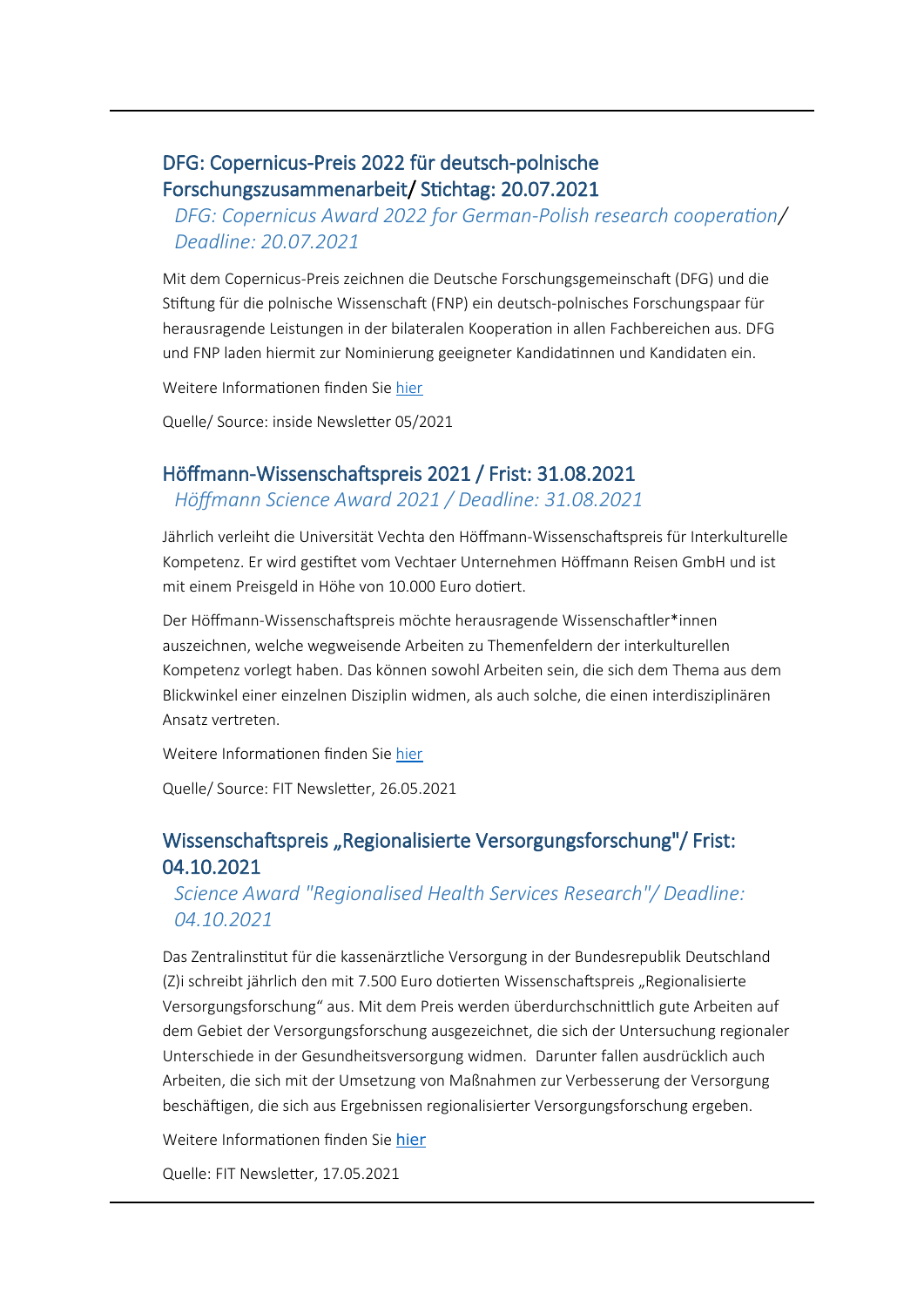## DFG: Copernicus-Preis 2022 für deutsch-polnische Forschungszusammenarbeit/ Stichtag: 20.07.2021

*DFG: Copernicus Award 2022 for German-Polish research cooperation/ Deadline: 20.07.2021*

Mit dem Copernicus-Preis zeichnen die Deutsche Forschungsgemeinschaft (DFG) und die Stiftung für die polnische Wissenschaft (FNP) ein deutsch-polnisches Forschungspaar für herausragende Leistungen in der bilateralen Kooperation in allen Fachbereichen aus. DFG und FNP laden hiermit zur Nominierung geeigneter Kandidatinnen und Kandidaten ein.

Weitere Informationen finden Sie hier

Quelle/ Source: inside Newsletter 05/2021

## Höffmann-Wissenschaftspreis 2021 / Frist: 31.08.2021

*Höffmann Science Award 2021 / Deadline: 31.08.2021*

Jährlich verleiht die Universität Vechta den Höffmann-Wissenschaftspreis für Interkulturelle Kompetenz. Er wird gestiftet vom Vechtaer Unternehmen Höffmann Reisen GmbH und ist mit einem Preisgeld in Höhe von 10.000 Euro dotiert.

Der Höffmann-Wissenschaftspreis möchte herausragende Wissenschaftler*innen auszeichnen, welche wegweisende Arbeiten zu Themenfeldern der interkulturellen Kompetenz vorlegt haben. Das können sowohl Arbeiten sein, die sich dem Thema aus dem Blickwinkel einer einzelnen Disziplin widmen, als auch solche, die einen interdisziplinären Ansatz vertreten.

Weitere Informationen finden Sie hier

Quelle/ Source: FIT Newsletter, 26.05.2021

## Wissenschaftspreis „Regionalisierte Versorgungsforschung"/ Frist: 04.10.2021

*Science Award "Regionalised Health Services Research"/ Deadline: 04.10.2021*

Das Zentralinstitut für die kassenärztliche Versorgung in der Bundesrepublik Deutschland (Z)i schreibt jährlich den mit 7.500 Euro dotierten Wissenschaftspreis „Regionalisierte Versorgungsforschung" aus. Mit dem Preis werden überdurchschnittlich gute Arbeiten auf dem Gebiet der Versorgungsforschung ausgezeichnet, die sich der Untersuchung regionaler Unterschiede in der Gesundheitsversorgung widmen. Darunter fallen ausdrücklich auch Arbeiten, die sich mit der Umsetzung von Maßnahmen zur Verbesserung der Versorgung beschäftigen, die sich aus Ergebnissen regionalisierter Versorgungsforschung ergeben.

Weitere Informationen finden Sie hier

Quelle: FIT Newsletter, 17.05.2021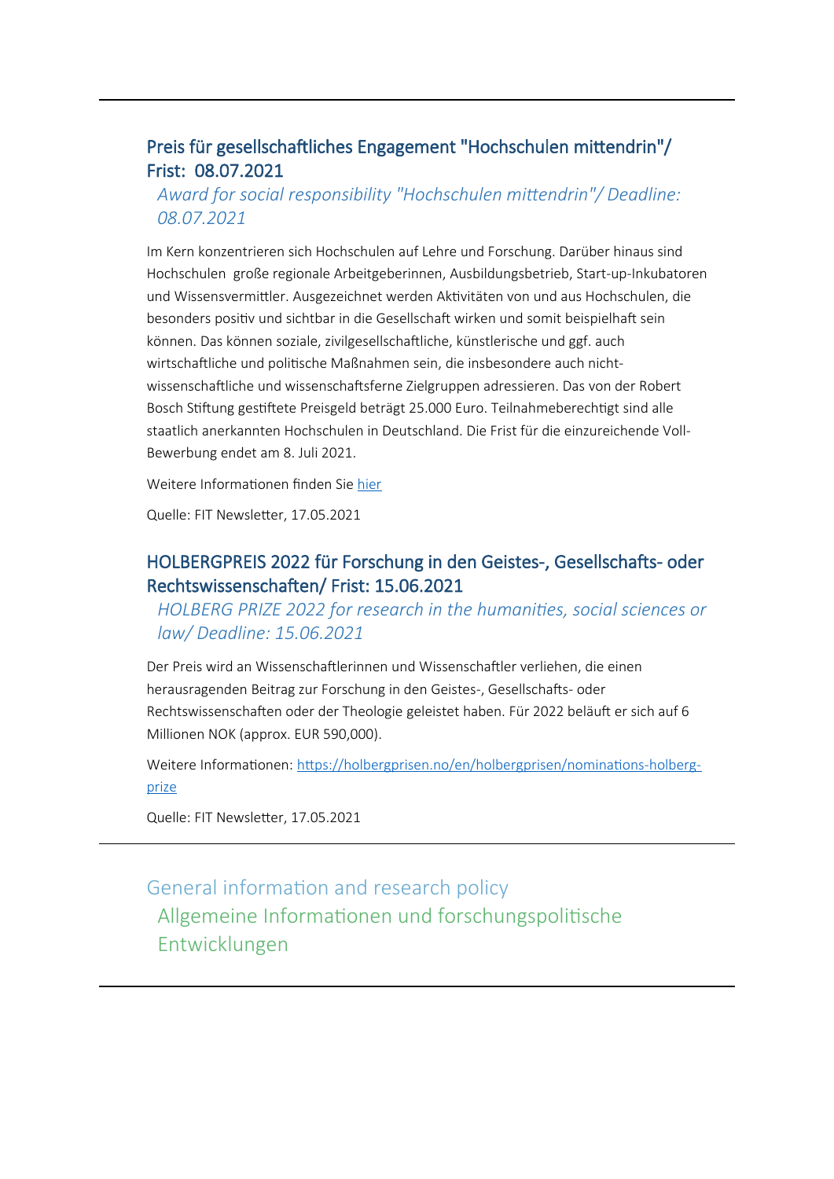---

### Preis für gesellschaftliches Engagement "Hochschulen mittendrin"/ Frist: 08.07.2021

*Award for social responsibility "Hochschulen mittendrin"/ Deadline: 08.07.2021*

Im Kern konzentrieren sich Hochschulen auf Lehre und Forschung. Darüber hinaus sind Hochschulen große regionale Arbeitgeberinnen, Ausbildungsbetrieb, Start-up-Inkubatoren und Wissensvermittler. Ausgezeichnet werden Aktivitäten von und aus Hochschulen, die besonders positiv und sichtbar in die Gesellschaft wirken und somit beispielhaft sein können. Das können soziale, zivilgesellschaftliche, künstlerische und ggf. auch wirtschaftliche und politische Maßnahmen sein, die insbesondere auch nicht-wissenschaftliche und wissenschaftsferne Zielgruppen adressieren. Das von der Robert Bosch Stiftung gestiftete Preisgeld beträgt 25.000 Euro. Teilnahmeberechtigt sind alle staatlich anerkannten Hochschulen in Deutschland. Die Frist für die einzureichende Voll-Bewerbung endet am 8. Juli 2021.

Weitere Informationen finden Sie hier

Quelle: FIT Newsletter, 17.05.2021

### HOLBERGPREIS 2022 für Forschung in den Geistes-, Gesellschafts- oder Rechtswissenschaften/ Frist: 15.06.2021

*HOLBERG PRIZE 2022 for research in the humanities, social sciences or law/ Deadline: 15.06.2021*

Der Preis wird an Wissenschaftlerinnen und Wissenschaftler verliehen, die einen herausragenden Beitrag zur Forschung in den Geistes-, Gesellschafts- oder Rechtswissenschaften oder der Theologie geleistet haben. Für 2022 beläuft er sich auf 6 Millionen NOK (approx. EUR 590,000).

Weitere Informationen: https://holbergprisen.no/en/holbergprisen/nominations-holberg-prize

Quelle: FIT Newsletter, 17.05.2021

---

## General information and research policy

## Allgemeine Informationen und forschungspolitische Entwicklungen

---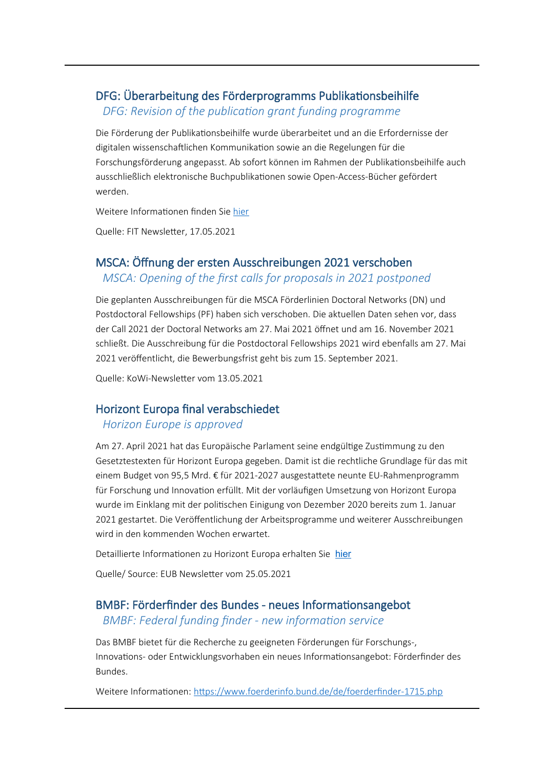## DFG: Überarbeitung des Förderprogramms Publikationsbeihilfe

*DFG: Revision of the publication grant funding programme*

Die Förderung der Publikationsbeihilfe wurde überarbeitet und an die Erfordernisse der digitalen wissenschaftlichen Kommunikation sowie an die Regelungen für die Forschungsförderung angepasst. Ab sofort können im Rahmen der Publikationsbeihilfe auch ausschließlich elektronische Buchpublikationen sowie Open-Access-Bücher gefördert werden.

Weitere Informationen finden Sie hier

Quelle: FIT Newsletter, 17.05.2021

## MSCA: Öffnung der ersten Ausschreibungen 2021 verschoben

*MSCA: Opening of the first calls for proposals in 2021 postponed*

Die geplanten Ausschreibungen für die MSCA Förderlinien Doctoral Networks (DN) und Postdoctoral Fellowships (PF) haben sich verschoben. Die aktuellen Daten sehen vor, dass der Call 2021 der Doctoral Networks am 27. Mai 2021 öffnet und am 16. November 2021 schließt. Die Ausschreibung für die Postdoctoral Fellowships 2021 wird ebenfalls am 27. Mai 2021 veröffentlicht, die Bewerbungsfrist geht bis zum 15. September 2021.

Quelle: KoWi-Newsletter vom 13.05.2021

## Horizont Europa final verabschiedet

*Horizon Europe is approved*

Am 27. April 2021 hat das Europäische Parlament seine endgültige Zustimmung zu den Gesetztestexten für Horizont Europa gegeben. Damit ist die rechtliche Grundlage für das mit einem Budget von 95,5 Mrd. € für 2021-2027 ausgestattete neunte EU-Rahmenprogramm für Forschung und Innovation erfüllt. Mit der vorläufigen Umsetzung von Horizont Europa wurde im Einklang mit der politischen Einigung von Dezember 2020 bereits zum 1. Januar 2021 gestartet. Die Veröffentlichung der Arbeitsprogramme und weiterer Ausschreibungen wird in den kommenden Wochen erwartet.

Detaillierte Informationen zu Horizont Europa erhalten Sie hier

Quelle/ Source: EUB Newsletter vom 25.05.2021

## BMBF: Förderfinder des Bundes - neues Informationsangebot

*BMBF: Federal funding finder - new information service*

Das BMBF bietet für die Recherche zu geeigneten Förderungen für Forschungs-, Innovations- oder Entwicklungsvorhaben ein neues Informationsangebot: Förderfinder des Bundes.

Weitere Informationen: https://www.foerderinfo.bund.de/de/foerderfinder-1715.php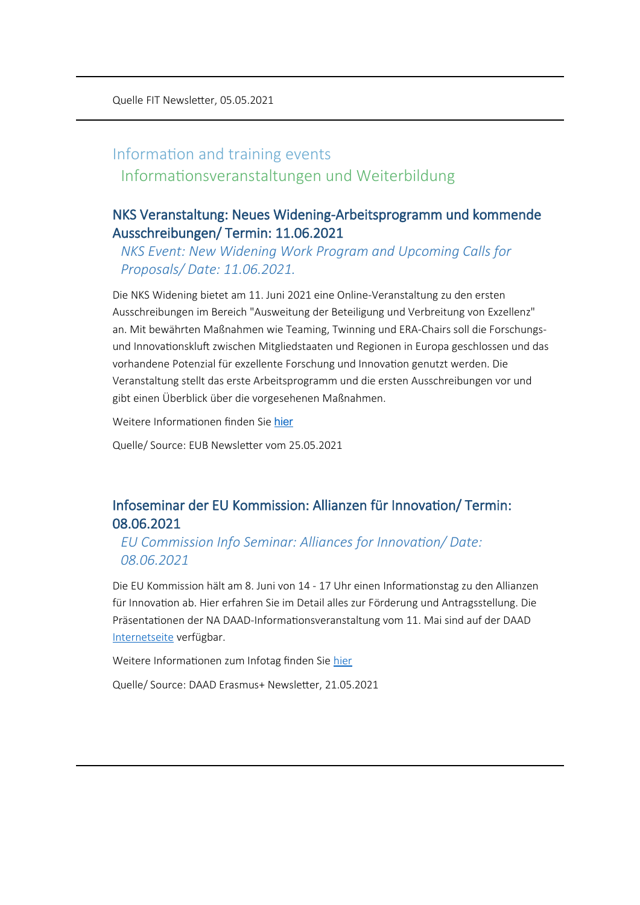Quelle FIT Newsletter, 05.05.2021

## Information and training events
## Informationsveranstaltungen und Weiterbildung

### NKS Veranstaltung: Neues Widening-Arbeitsprogramm und kommende Ausschreibungen/ Termin: 11.06.2021
*NKS Event: New Widening Work Program and Upcoming Calls for Proposals/ Date: 11.06.2021.*

Die NKS Widening bietet am 11. Juni 2021 eine Online-Veranstaltung zu den ersten Ausschreibungen im Bereich "Ausweitung der Beteiligung und Verbreitung von Exzellenz" an. Mit bewährten Maßnahmen wie Teaming, Twinning und ERA-Chairs soll die Forschungs- und Innovationskluft zwischen Mitgliedstaaten und Regionen in Europa geschlossen und das vorhandene Potenzial für exzellente Forschung und Innovation genutzt werden. Die Veranstaltung stellt das erste Arbeitsprogramm und die ersten Ausschreibungen vor und gibt einen Überblick über die vorgesehenen Maßnahmen.

Weitere Informationen finden Sie hier

Quelle/ Source: EUB Newsletter vom 25.05.2021

### Infoseminar der EU Kommission: Allianzen für Innovation/ Termin: 08.06.2021
*EU Commission Info Seminar: Alliances for Innovation/ Date: 08.06.2021*

Die EU Kommission hält am 8. Juni von 14 - 17 Uhr einen Informationstag zu den Allianzen für Innovation ab. Hier erfahren Sie im Detail alles zur Förderung und Antragsstellung. Die Präsentationen der NA DAAD-Informationsveranstaltung vom 11. Mai sind auf der DAAD Internetseite verfügbar.

Weitere Informationen zum Infotag finden Sie hier

Quelle/ Source: DAAD Erasmus+ Newsletter, 21.05.2021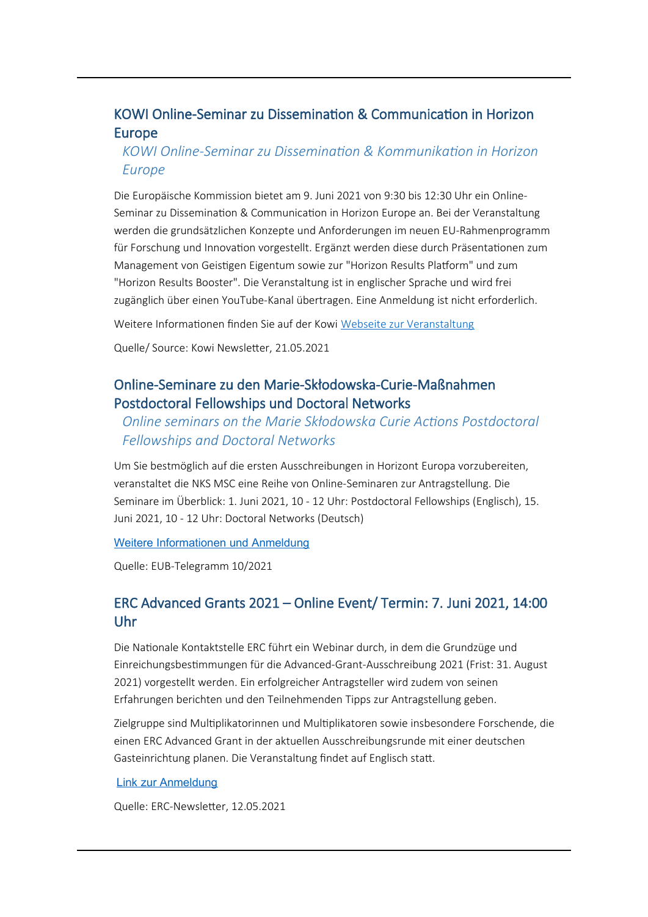## KOWI Online-Seminar zu Dissemination & Communication in Horizon Europe

*KOWI Online-Seminar zu Dissemination & Kommunikation in Horizon Europe*

Die Europäische Kommission bietet am 9. Juni 2021 von 9:30 bis 12:30 Uhr ein Online-Seminar zu Dissemination & Communication in Horizon Europe an. Bei der Veranstaltung werden die grundsätzlichen Konzepte und Anforderungen im neuen EU-Rahmenprogramm für Forschung und Innovation vorgestellt. Ergänzt werden diese durch Präsentationen zum Management von Geistigen Eigentum sowie zur "Horizon Results Platform" und zum "Horizon Results Booster". Die Veranstaltung ist in englischer Sprache und wird frei zugänglich über einen YouTube-Kanal übertragen. Eine Anmeldung ist nicht erforderlich.

Weitere Informationen finden Sie auf der Kowi Webseite zur Veranstaltung

Quelle/ Source: Kowi Newsletter, 21.05.2021

## Online-Seminare zu den Marie-Skłodowska-Curie-Maßnahmen Postdoctoral Fellowships und Doctoral Networks

*Online seminars on the Marie Skłodowska Curie Actions Postdoctoral Fellowships and Doctoral Networks*

Um Sie bestmöglich auf die ersten Ausschreibungen in Horizont Europa vorzubereiten, veranstaltet die NKS MSC eine Reihe von Online-Seminaren zur Antragstellung. Die Seminare im Überblick: 1. Juni 2021, 10 - 12 Uhr: Postdoctoral Fellowships (Englisch), 15. Juni 2021, 10 - 12 Uhr: Doctoral Networks (Deutsch)

Weitere Informationen und Anmeldung

Quelle: EUB-Telegramm 10/2021

## ERC Advanced Grants 2021 – Online Event/ Termin: 7. Juni 2021, 14:00 Uhr

Die Nationale Kontaktstelle ERC führt ein Webinar durch, in dem die Grundzüge und Einreichungsbestimmungen für die Advanced-Grant-Ausschreibung 2021 (Frist: 31. August 2021) vorgestellt werden. Ein erfolgreicher Antragsteller wird zudem von seinen Erfahrungen berichten und den Teilnehmenden Tipps zur Antragstellung geben.

Zielgruppe sind Multiplikatorinnen und Multiplikatoren sowie insbesondere Forschende, die einen ERC Advanced Grant in der aktuellen Ausschreibungsrunde mit einer deutschen Gasteinrichtung planen. Die Veranstaltung findet auf Englisch statt.

Link zur Anmeldung

Quelle: ERC-Newsletter, 12.05.2021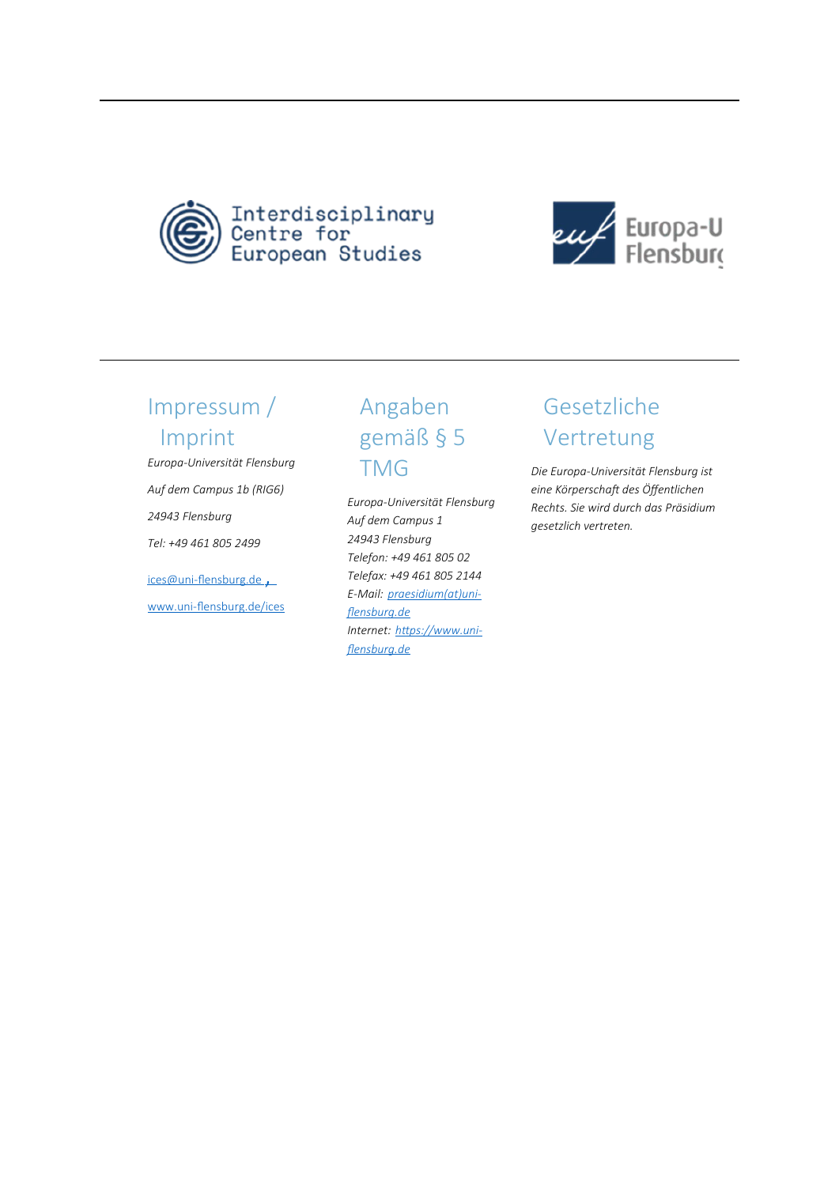Interdisciplinary Centre for European Studies

Europa-Universität Flensburg

## Impressum / Imprint

*Europa-Universität Flensburg*

*Auf dem Campus 1b (RIG6)*

*24943 Flensburg*

*Tel: +49 461 805 2499*

ices@uni-flensburg.de ,

www.uni-flensburg.de/ices

## Angaben gemäß § 5 TMG

*Europa-Universität Flensburg*
*Auf dem Campus 1*
*24943 Flensburg*
*Telefon: +49 461 805 02*
*Telefax: +49 461 805 2144*
*E-Mail: praesidium(at)uni-flensburg.de*
*Internet: https://www.uni-flensburg.de*

## Gesetzliche Vertretung

*Die Europa-Universität Flensburg ist eine Körperschaft des Öffentlichen Rechts. Sie wird durch das Präsidium gesetzlich vertreten.*